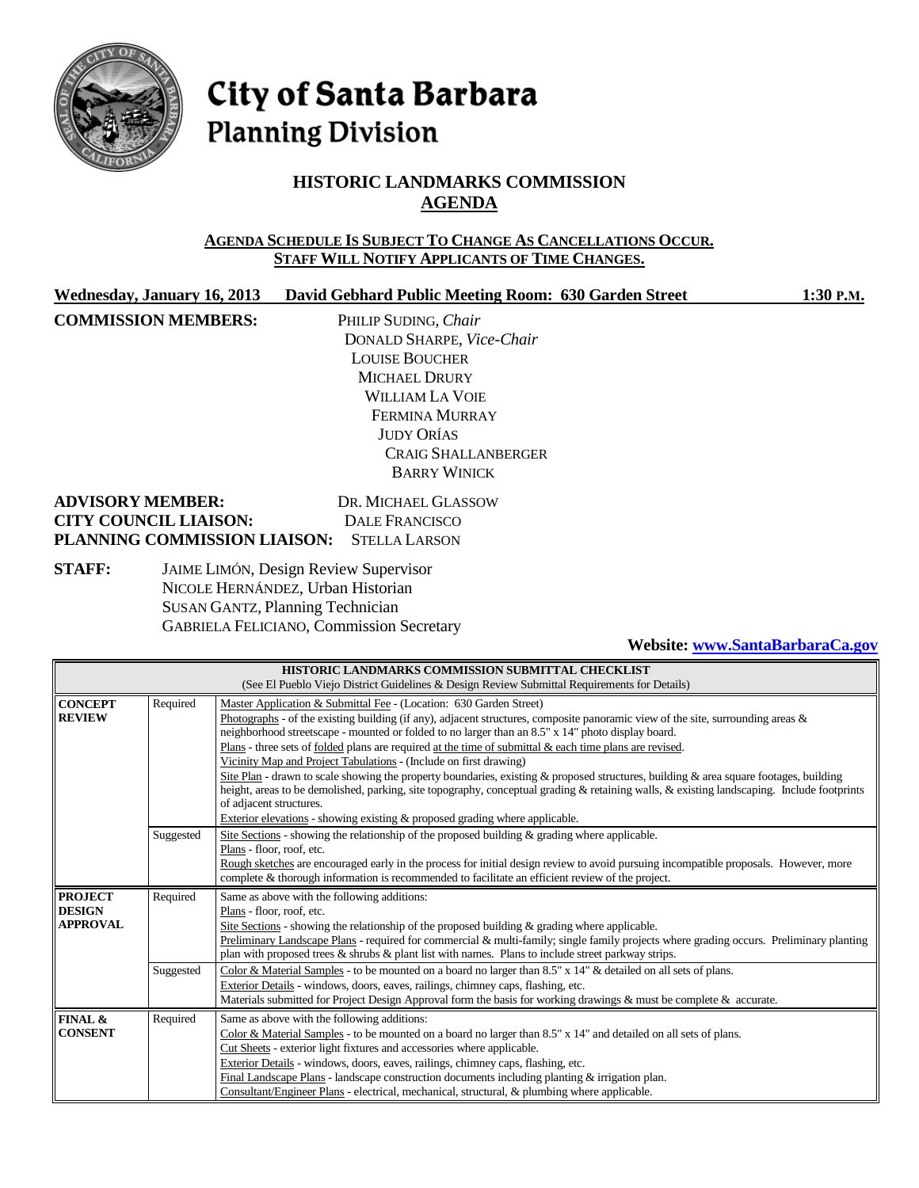# City of Santa Barbara
## Planning Division

## HISTORIC LANDMARKS COMMISSION AGENDA

**AGENDA SCHEDULE IS SUBJECT TO CHANGE AS CANCELLATIONS OCCUR. STAFF WILL NOTIFY APPLICANTS OF TIME CHANGES.**

**Wednesday, January 16, 2013 David Gebhard Public Meeting Room: 630 Garden Street 1:30 P.M.**

**COMMISSION MEMBERS:**
PHILIP SUDING, *Chair*
DONALD SHARPE, *Vice-Chair*
LOUISE BOUCHER
MICHAEL DRURY
WILLIAM LA VOIE
FERMINA MURRAY
JUDY ORÍAS
CRAIG SHALLANBERGER
BARRY WINICK

**ADVISORY MEMBER:** DR. MICHAEL GLASSOW
**CITY COUNCIL LIAISON:** DALE FRANCISCO
**PLANNING COMMISSION LIAISON:** STELLA LARSON

**STAFF:**
JAIME LIMÓN, Design Review Supervisor
NICOLE HERNÁNDEZ, Urban Historian
SUSAN GANTZ, Planning Technician
GABRIELA FELICIANO, Commission Secretary

**Website: www.SantaBarbaraCa.gov**

| HISTORIC LANDMARKS COMMISSION SUBMITTAL CHECKLIST (See El Pueblo Viejo District Guidelines & Design Review Submittal Requirements for Details) | | |
|---|---|---|
| **CONCEPT REVIEW** | Required | Master Application & Submittal Fee - (Location: 630 Garden Street)<br>Photographs - of the existing building (if any), adjacent structures, composite panoramic view of the site, surrounding areas & neighborhood streetscape - mounted or folded to no larger than an 8.5" x 14" photo display board.<br>Plans - three sets of folded plans are required at the time of submittal & each time plans are revised.<br>Vicinity Map and Project Tabulations - (Include on first drawing)<br>Site Plan - drawn to scale showing the property boundaries, existing & proposed structures, building & area square footages, building height, areas to be demolished, parking, site topography, conceptual grading & retaining walls, & existing landscaping. Include footprints of adjacent structures.<br>Exterior elevations - showing existing & proposed grading where applicable. |
| | Suggested | Site Sections - showing the relationship of the proposed building & grading where applicable.<br>Plans - floor, roof, etc.<br>Rough sketches are encouraged early in the process for initial design review to avoid pursuing incompatible proposals. However, more complete & thorough information is recommended to facilitate an efficient review of the project. |
| **PROJECT DESIGN APPROVAL** | Required | Same as above with the following additions:<br>Plans - floor, roof, etc.<br>Site Sections - showing the relationship of the proposed building & grading where applicable.<br>Preliminary Landscape Plans - required for commercial & multi-family; single family projects where grading occurs. Preliminary planting plan with proposed trees & shrubs & plant list with names. Plans to include street parkway strips. |
| | Suggested | Color & Material Samples - to be mounted on a board no larger than 8.5" x 14" & detailed on all sets of plans.<br>Exterior Details - windows, doors, eaves, railings, chimney caps, flashing, etc.<br>Materials submitted for Project Design Approval form the basis for working drawings & must be complete & accurate. |
| **FINAL & CONSENT** | Required | Same as above with the following additions:<br>Color & Material Samples - to be mounted on a board no larger than 8.5" x 14" and detailed on all sets of plans.<br>Cut Sheets - exterior light fixtures and accessories where applicable.<br>Exterior Details - windows, doors, eaves, railings, chimney caps, flashing, etc.<br>Final Landscape Plans - landscape construction documents including planting & irrigation plan.<br>Consultant/Engineer Plans - electrical, mechanical, structural, & plumbing where applicable. |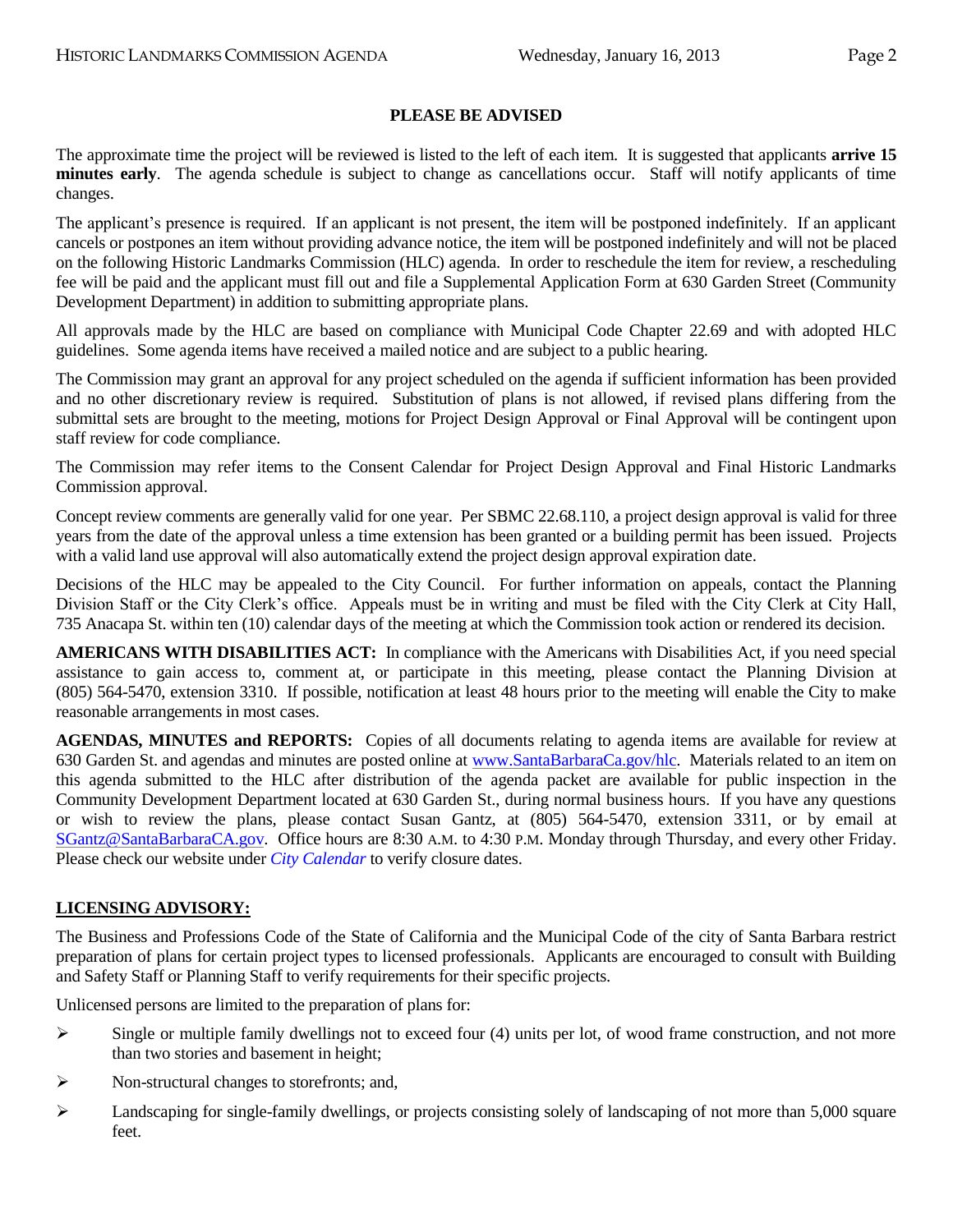**PLEASE BE ADVISED**

The approximate time the project will be reviewed is listed to the left of each item. It is suggested that applicants **arrive 15 minutes early**. The agenda schedule is subject to change as cancellations occur. Staff will notify applicants of time changes.

The applicant's presence is required. If an applicant is not present, the item will be postponed indefinitely. If an applicant cancels or postpones an item without providing advance notice, the item will be postponed indefinitely and will not be placed on the following Historic Landmarks Commission (HLC) agenda. In order to reschedule the item for review, a rescheduling fee will be paid and the applicant must fill out and file a Supplemental Application Form at 630 Garden Street (Community Development Department) in addition to submitting appropriate plans.

All approvals made by the HLC are based on compliance with Municipal Code Chapter 22.69 and with adopted HLC guidelines. Some agenda items have received a mailed notice and are subject to a public hearing.

The Commission may grant an approval for any project scheduled on the agenda if sufficient information has been provided and no other discretionary review is required. Substitution of plans is not allowed, if revised plans differing from the submittal sets are brought to the meeting, motions for Project Design Approval or Final Approval will be contingent upon staff review for code compliance.

The Commission may refer items to the Consent Calendar for Project Design Approval and Final Historic Landmarks Commission approval.

Concept review comments are generally valid for one year. Per SBMC 22.68.110, a project design approval is valid for three years from the date of the approval unless a time extension has been granted or a building permit has been issued. Projects with a valid land use approval will also automatically extend the project design approval expiration date.

Decisions of the HLC may be appealed to the City Council. For further information on appeals, contact the Planning Division Staff or the City Clerk's office. Appeals must be in writing and must be filed with the City Clerk at City Hall, 735 Anacapa St. within ten (10) calendar days of the meeting at which the Commission took action or rendered its decision.

**AMERICANS WITH DISABILITIES ACT:** In compliance with the Americans with Disabilities Act, if you need special assistance to gain access to, comment at, or participate in this meeting, please contact the Planning Division at (805) 564-5470, extension 3310. If possible, notification at least 48 hours prior to the meeting will enable the City to make reasonable arrangements in most cases.

**AGENDAS, MINUTES and REPORTS:** Copies of all documents relating to agenda items are available for review at 630 Garden St. and agendas and minutes are posted online at www.SantaBarbaraCa.gov/hlc. Materials related to an item on this agenda submitted to the HLC after distribution of the agenda packet are available for public inspection in the Community Development Department located at 630 Garden St., during normal business hours. If you have any questions or wish to review the plans, please contact Susan Gantz, at (805) 564-5470, extension 3311, or by email at SGantz@SantaBarbaraCA.gov. Office hours are 8:30 A.M. to 4:30 P.M. Monday through Thursday, and every other Friday. Please check our website under *City Calendar* to verify closure dates.

**LICENSING ADVISORY:**

The Business and Professions Code of the State of California and the Municipal Code of the city of Santa Barbara restrict preparation of plans for certain project types to licensed professionals. Applicants are encouraged to consult with Building and Safety Staff or Planning Staff to verify requirements for their specific projects.

Unlicensed persons are limited to the preparation of plans for:

- Single or multiple family dwellings not to exceed four (4) units per lot, of wood frame construction, and not more than two stories and basement in height;
- Non-structural changes to storefronts; and,
- Landscaping for single-family dwellings, or projects consisting solely of landscaping of not more than 5,000 square feet.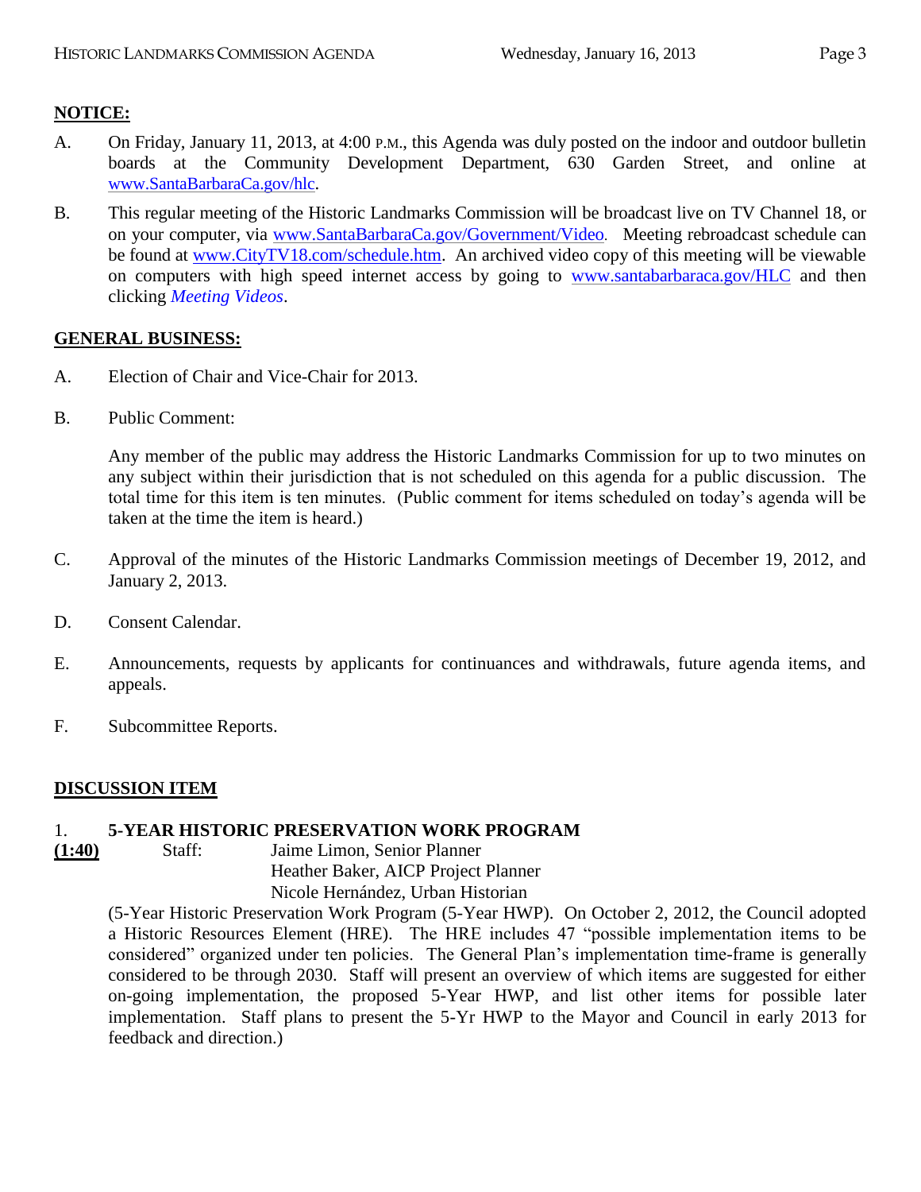## NOTICE:

A. On Friday, January 11, 2013, at 4:00 P.M., this Agenda was duly posted on the indoor and outdoor bulletin boards at the Community Development Department, 630 Garden Street, and online at www.SantaBarbaraCa.gov/hlc.

B. This regular meeting of the Historic Landmarks Commission will be broadcast live on TV Channel 18, or on your computer, via www.SantaBarbaraCa.gov/Government/Video. Meeting rebroadcast schedule can be found at www.CityTV18.com/schedule.htm. An archived video copy of this meeting will be viewable on computers with high speed internet access by going to www.santabarbaraca.gov/HLC and then clicking *Meeting Videos*.

## GENERAL BUSINESS:

A. Election of Chair and Vice-Chair for 2013.

B. Public Comment:

Any member of the public may address the Historic Landmarks Commission for up to two minutes on any subject within their jurisdiction that is not scheduled on this agenda for a public discussion. The total time for this item is ten minutes. (Public comment for items scheduled on today's agenda will be taken at the time the item is heard.)

C. Approval of the minutes of the Historic Landmarks Commission meetings of December 19, 2012, and January 2, 2013.

D. Consent Calendar.

E. Announcements, requests by applicants for continuances and withdrawals, future agenda items, and appeals.

F. Subcommittee Reports.

## DISCUSSION ITEM

1. **5-YEAR HISTORIC PRESERVATION WORK PROGRAM**

**(1:40)** Staff: Jaime Limon, Senior Planner
Heather Baker, AICP Project Planner
Nicole Hernández, Urban Historian

(5-Year Historic Preservation Work Program (5-Year HWP). On October 2, 2012, the Council adopted a Historic Resources Element (HRE). The HRE includes 47 "possible implementation items to be considered" organized under ten policies. The General Plan's implementation time-frame is generally considered to be through 2030. Staff will present an overview of which items are suggested for either on-going implementation, the proposed 5-Year HWP, and list other items for possible later implementation. Staff plans to present the 5-Yr HWP to the Mayor and Council in early 2013 for feedback and direction.)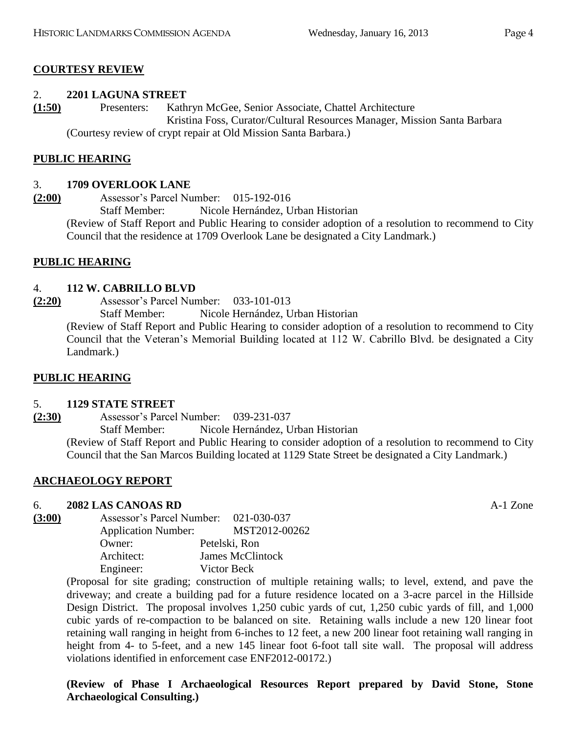**COURTESY REVIEW**

2. **2201 LAGUNA STREET**

**(1:50)** Presenters: Kathryn McGee, Senior Associate, Chattel Architecture
Kristina Foss, Curator/Cultural Resources Manager, Mission Santa Barbara

(Courtesy review of crypt repair at Old Mission Santa Barbara.)

**PUBLIC HEARING**

3. **1709 OVERLOOK LANE**

**(2:00)** Assessor's Parcel Number: 015-192-016
Staff Member: Nicole Hernández, Urban Historian

(Review of Staff Report and Public Hearing to consider adoption of a resolution to recommend to City Council that the residence at 1709 Overlook Lane be designated a City Landmark.)

**PUBLIC HEARING**

4. **112 W. CABRILLO BLVD**

**(2:20)** Assessor's Parcel Number: 033-101-013
Staff Member: Nicole Hernández, Urban Historian

(Review of Staff Report and Public Hearing to consider adoption of a resolution to recommend to City Council that the Veteran's Memorial Building located at 112 W. Cabrillo Blvd. be designated a City Landmark.)

**PUBLIC HEARING**

5. **1129 STATE STREET**

**(2:30)** Assessor's Parcel Number: 039-231-037
Staff Member: Nicole Hernández, Urban Historian

(Review of Staff Report and Public Hearing to consider adoption of a resolution to recommend to City Council that the San Marcos Building located at 1129 State Street be designated a City Landmark.)

**ARCHAEOLOGY REPORT**

6. **2082 LAS CANOAS RD** A-1 Zone

**(3:00)** Assessor's Parcel Number: 021-030-037
Application Number: MST2012-00262
Owner: Petelski, Ron
Architect: James McClintock
Engineer: Victor Beck

(Proposal for site grading; construction of multiple retaining walls; to level, extend, and pave the driveway; and create a building pad for a future residence located on a 3-acre parcel in the Hillside Design District. The proposal involves 1,250 cubic yards of cut, 1,250 cubic yards of fill, and 1,000 cubic yards of re-compaction to be balanced on site. Retaining walls include a new 120 linear foot retaining wall ranging in height from 6-inches to 12 feet, a new 200 linear foot retaining wall ranging in height from 4- to 5-feet, and a new 145 linear foot 6-foot tall site wall. The proposal will address violations identified in enforcement case ENF2012-00172.)

**(Review of Phase I Archaeological Resources Report prepared by David Stone, Stone Archaeological Consulting.)**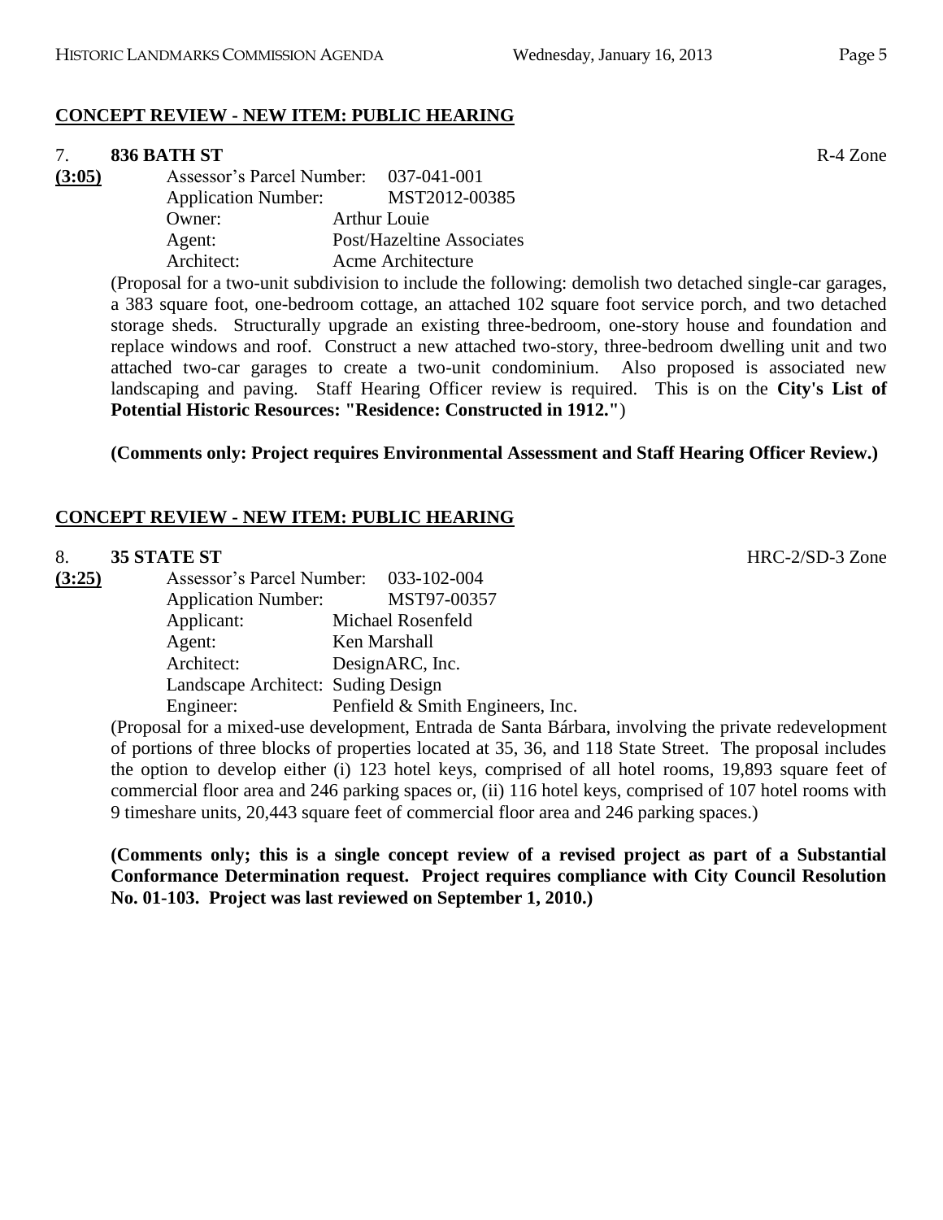## CONCEPT REVIEW - NEW ITEM: PUBLIC HEARING

7. **836 BATH ST** R-4 Zone

**(3:05)**

Assessor's Parcel Number: 037-041-001
Application Number: MST2012-00385
Owner: Arthur Louie
Agent: Post/Hazeltine Associates
Architect: Acme Architecture

(Proposal for a two-unit subdivision to include the following: demolish two detached single-car garages, a 383 square foot, one-bedroom cottage, an attached 102 square foot service porch, and two detached storage sheds. Structurally upgrade an existing three-bedroom, one-story house and foundation and replace windows and roof. Construct a new attached two-story, three-bedroom dwelling unit and two attached two-car garages to create a two-unit condominium. Also proposed is associated new landscaping and paving. Staff Hearing Officer review is required. This is on the **City's List of Potential Historic Resources: "Residence: Constructed in 1912."**)

**(Comments only: Project requires Environmental Assessment and Staff Hearing Officer Review.)**

## CONCEPT REVIEW - NEW ITEM: PUBLIC HEARING

8. **35 STATE ST** HRC-2/SD-3 Zone

**(3:25)**

Assessor's Parcel Number: 033-102-004
Application Number: MST97-00357
Applicant: Michael Rosenfeld
Agent: Ken Marshall
Architect: DesignARC, Inc.
Landscape Architect: Suding Design
Engineer: Penfield & Smith Engineers, Inc.

(Proposal for a mixed-use development, Entrada de Santa Bárbara, involving the private redevelopment of portions of three blocks of properties located at 35, 36, and 118 State Street. The proposal includes the option to develop either (i) 123 hotel keys, comprised of all hotel rooms, 19,893 square feet of commercial floor area and 246 parking spaces or, (ii) 116 hotel keys, comprised of 107 hotel rooms with 9 timeshare units, 20,443 square feet of commercial floor area and 246 parking spaces.)

**(Comments only; this is a single concept review of a revised project as part of a Substantial Conformance Determination request. Project requires compliance with City Council Resolution No. 01-103. Project was last reviewed on September 1, 2010.)**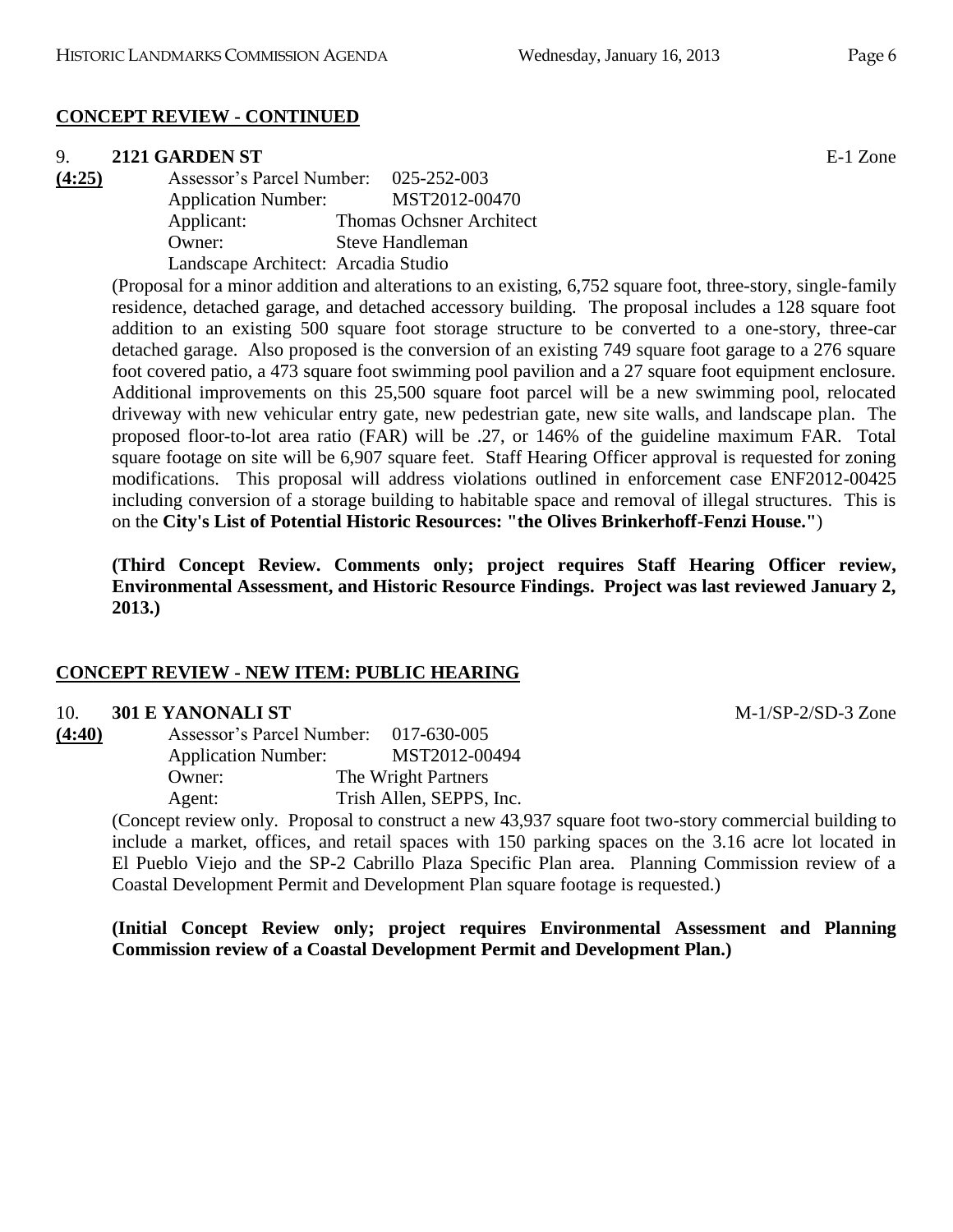**CONCEPT REVIEW - CONTINUED**

9. **2121 GARDEN ST** E-1 Zone

**(4:25)**

Assessor's Parcel Number: 025-252-003
Application Number: MST2012-00470
Applicant: Thomas Ochsner Architect
Owner: Steve Handleman
Landscape Architect: Arcadia Studio

(Proposal for a minor addition and alterations to an existing, 6,752 square foot, three-story, single-family residence, detached garage, and detached accessory building. The proposal includes a 128 square foot addition to an existing 500 square foot storage structure to be converted to a one-story, three-car detached garage. Also proposed is the conversion of an existing 749 square foot garage to a 276 square foot covered patio, a 473 square foot swimming pool pavilion and a 27 square foot equipment enclosure. Additional improvements on this 25,500 square foot parcel will be a new swimming pool, relocated driveway with new vehicular entry gate, new pedestrian gate, new site walls, and landscape plan. The proposed floor-to-lot area ratio (FAR) will be .27, or 146% of the guideline maximum FAR. Total square footage on site will be 6,907 square feet. Staff Hearing Officer approval is requested for zoning modifications. This proposal will address violations outlined in enforcement case ENF2012-00425 including conversion of a storage building to habitable space and removal of illegal structures. This is on the **City's List of Potential Historic Resources: "the Olives Brinkerhoff-Fenzi House."**)

**(Third Concept Review. Comments only; project requires Staff Hearing Officer review, Environmental Assessment, and Historic Resource Findings. Project was last reviewed January 2, 2013.)**

**CONCEPT REVIEW - NEW ITEM: PUBLIC HEARING**

10. **301 E YANONALI ST** M-1/SP-2/SD-3 Zone

**(4:40)**

Assessor's Parcel Number: 017-630-005
Application Number: MST2012-00494
Owner: The Wright Partners
Agent: Trish Allen, SEPPS, Inc.

(Concept review only. Proposal to construct a new 43,937 square foot two-story commercial building to include a market, offices, and retail spaces with 150 parking spaces on the 3.16 acre lot located in El Pueblo Viejo and the SP-2 Cabrillo Plaza Specific Plan area. Planning Commission review of a Coastal Development Permit and Development Plan square footage is requested.)

**(Initial Concept Review only; project requires Environmental Assessment and Planning Commission review of a Coastal Development Permit and Development Plan.)**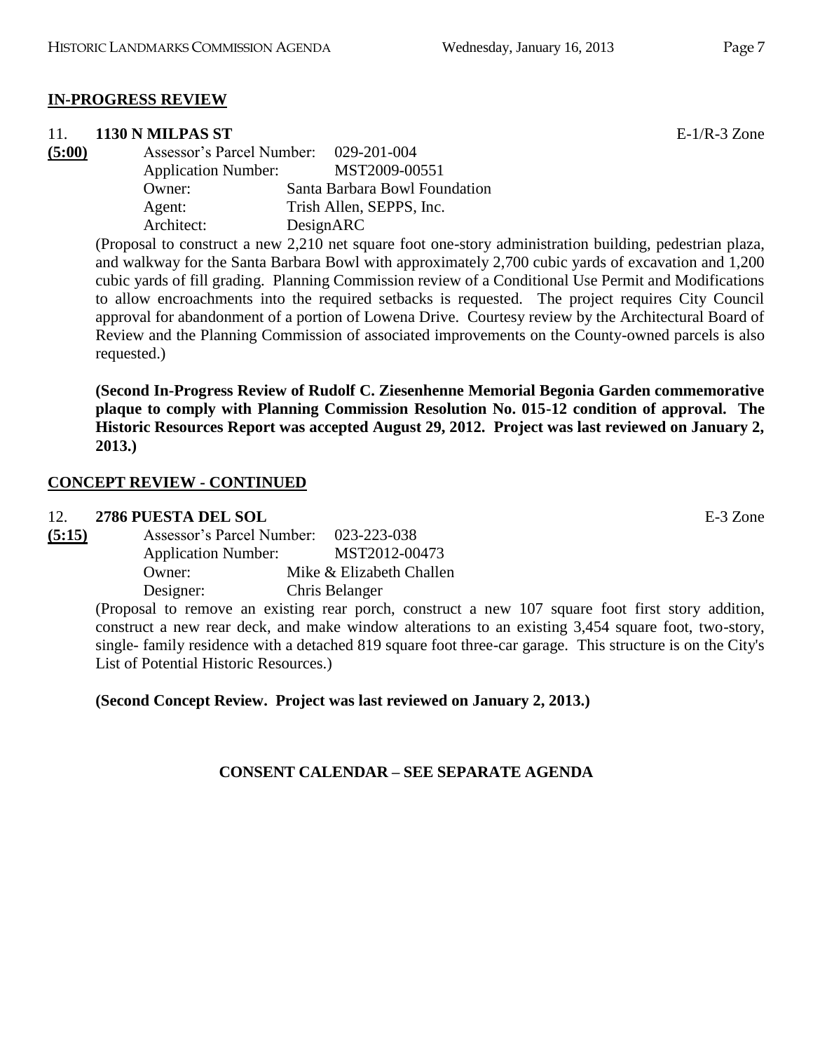## IN-PROGRESS REVIEW

11. **1130 N MILPAS ST** E-1/R-3 Zone

**(5:00)**

Assessor's Parcel Number: 029-201-004
Application Number: MST2009-00551
Owner: Santa Barbara Bowl Foundation
Agent: Trish Allen, SEPPS, Inc.
Architect: DesignARC

(Proposal to construct a new 2,210 net square foot one-story administration building, pedestrian plaza, and walkway for the Santa Barbara Bowl with approximately 2,700 cubic yards of excavation and 1,200 cubic yards of fill grading. Planning Commission review of a Conditional Use Permit and Modifications to allow encroachments into the required setbacks is requested. The project requires City Council approval for abandonment of a portion of Lowena Drive. Courtesy review by the Architectural Board of Review and the Planning Commission of associated improvements on the County-owned parcels is also requested.)

**(Second In-Progress Review of Rudolf C. Ziesenhenne Memorial Begonia Garden commemorative plaque to comply with Planning Commission Resolution No. 015-12 condition of approval. The Historic Resources Report was accepted August 29, 2012. Project was last reviewed on January 2, 2013.)**

## CONCEPT REVIEW - CONTINUED

12. **2786 PUESTA DEL SOL** E-3 Zone

**(5:15)**

Assessor's Parcel Number: 023-223-038
Application Number: MST2012-00473
Owner: Mike & Elizabeth Challen
Designer: Chris Belanger

(Proposal to remove an existing rear porch, construct a new 107 square foot first story addition, construct a new rear deck, and make window alterations to an existing 3,454 square foot, two-story, single- family residence with a detached 819 square foot three-car garage. This structure is on the City's List of Potential Historic Resources.)

**(Second Concept Review. Project was last reviewed on January 2, 2013.)**

**CONSENT CALENDAR – SEE SEPARATE AGENDA**